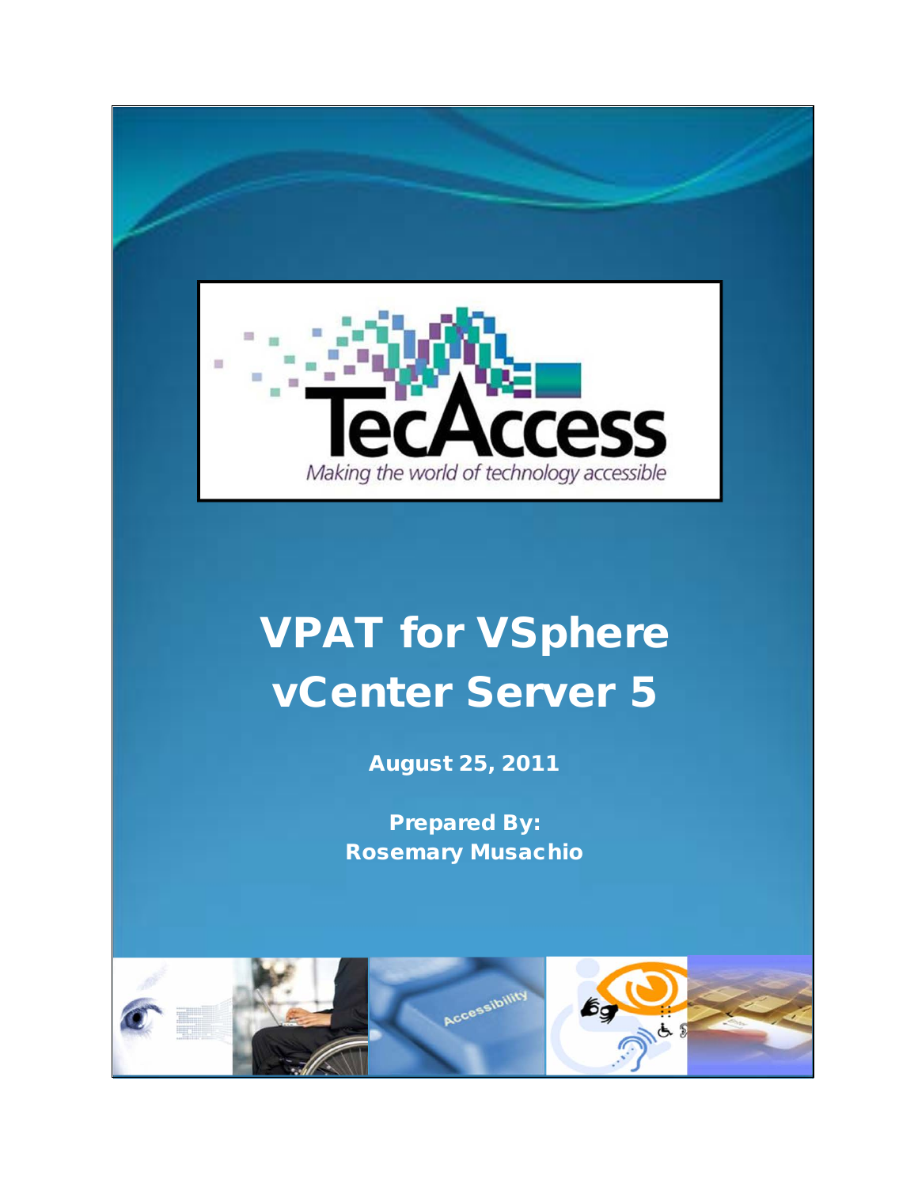TecAccess

*Making the world of technology accessible*

# VPAT for VSphere vCenter Server 5

**August 25, 2011**

**Prepared By:**
**Rosemary Musachio**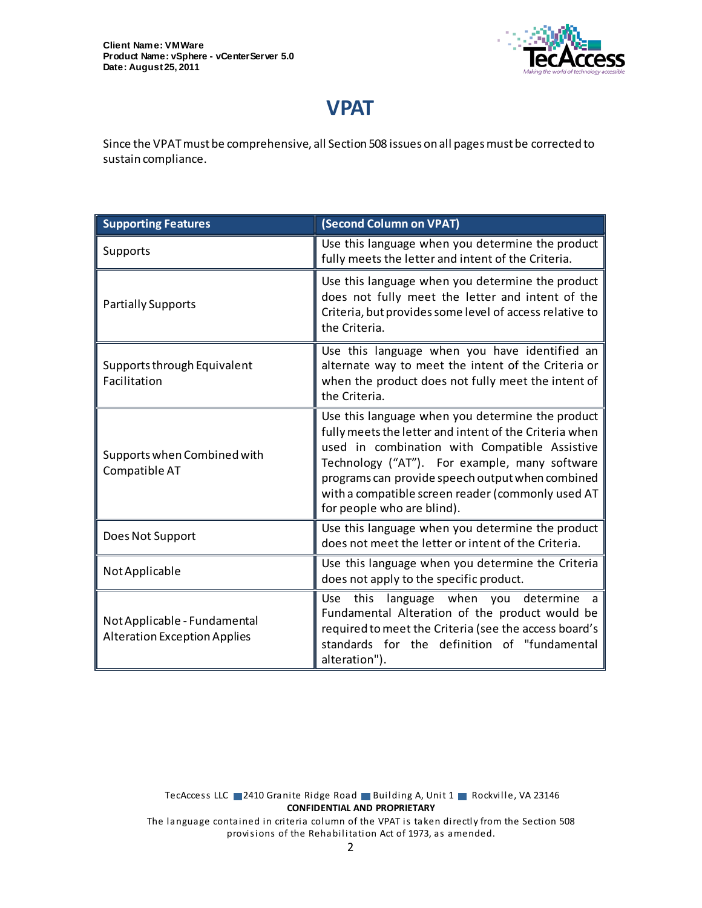# VPAT

Since the VPAT must be comprehensive, all Section 508 issues on all pages must be corrected to sustain compliance.

| Supporting Features | (Second Column on VPAT) |
|---|---|
| Supports | Use this language when you determine the product fully meets the letter and intent of the Criteria. |
| Partially Supports | Use this language when you determine the product does not fully meet the letter and intent of the Criteria, but provides some level of access relative to the Criteria. |
| Supports through Equivalent Facilitation | Use this language when you have identified an alternate way to meet the intent of the Criteria or when the product does not fully meet the intent of the Criteria. |
| Supports when Combined with Compatible AT | Use this language when you determine the product fully meets the letter and intent of the Criteria when used in combination with Compatible Assistive Technology ("AT"). For example, many software programs can provide speech output when combined with a compatible screen reader (commonly used AT for people who are blind). |
| Does Not Support | Use this language when you determine the product does not meet the letter or intent of the Criteria. |
| Not Applicable | Use this language when you determine the Criteria does not apply to the specific product. |
| Not Applicable - Fundamental Alteration Exception Applies | Use this language when you determine a Fundamental Alteration of the product would be required to meet the Criteria (see the access board's standards for the definition of "fundamental alteration"). |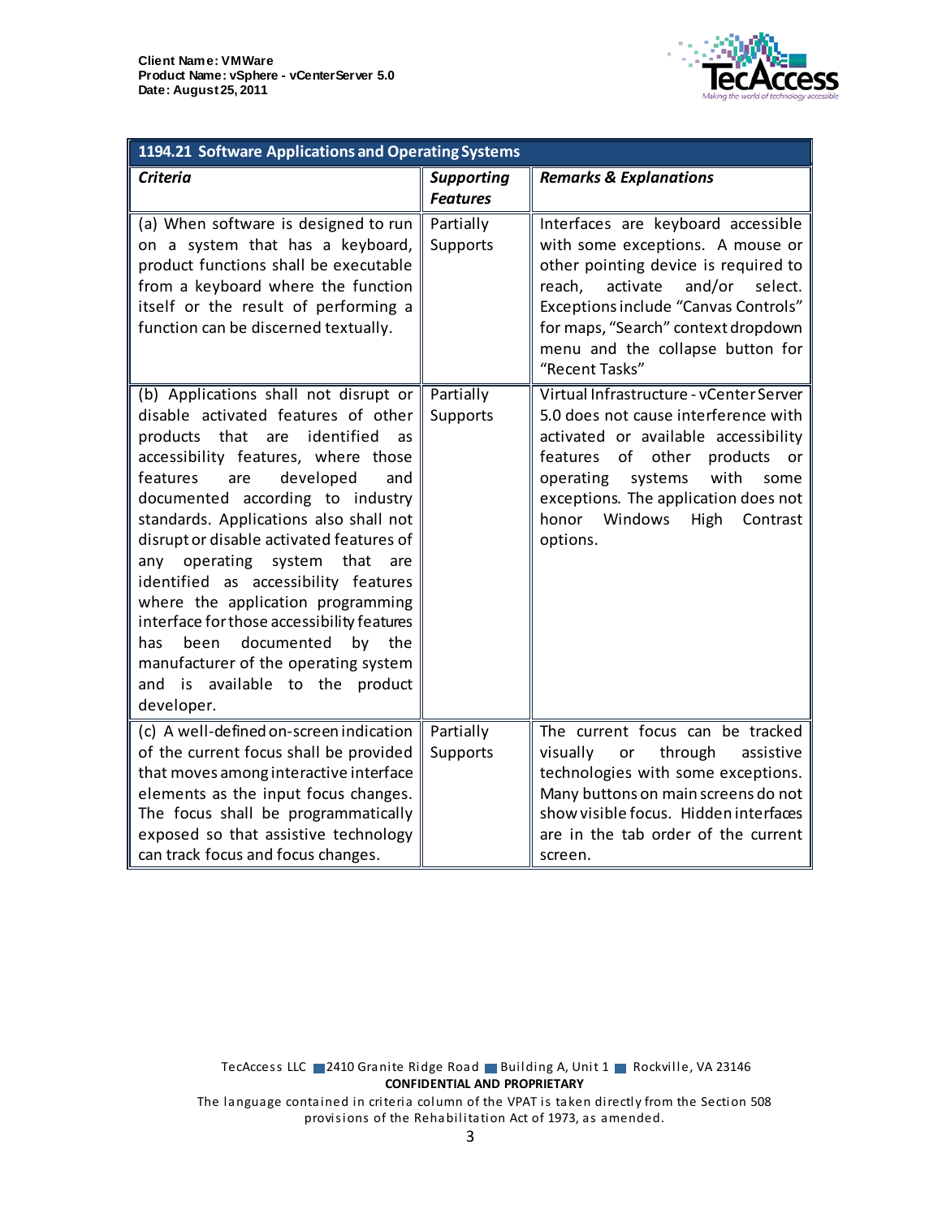| 1194.21 Software Applications and Operating Systems | | |
|---|---|---|
| ***Criteria*** | ***Supporting Features*** | ***Remarks & Explanations*** |
| (a) When software is designed to run on a system that has a keyboard, product functions shall be executable from a keyboard where the function itself or the result of performing a function can be discerned textually. | Partially Supports | Interfaces are keyboard accessible with some exceptions. A mouse or other pointing device is required to reach, activate and/or select. Exceptions include "Canvas Controls" for maps, "Search" context dropdown menu and the collapse button for "Recent Tasks" |
| (b) Applications shall not disrupt or disable activated features of other products that are identified as accessibility features, where those features are developed and documented according to industry standards. Applications also shall not disrupt or disable activated features of any operating system that are identified as accessibility features where the application programming interface for those accessibility features has been documented by the manufacturer of the operating system and is available to the product developer. | Partially Supports | Virtual Infrastructure - vCenter Server 5.0 does not cause interference with activated or available accessibility features of other products or operating systems with some exceptions. The application does not honor Windows High Contrast options. |
| (c) A well-defined on-screen indication of the current focus shall be provided that moves among interactive interface elements as the input focus changes. The focus shall be programmatically exposed so that assistive technology can track focus and focus changes. | Partially Supports | The current focus can be tracked visually or through assistive technologies with some exceptions. Many buttons on main screens do not show visible focus. Hidden interfaces are in the tab order of the current screen. |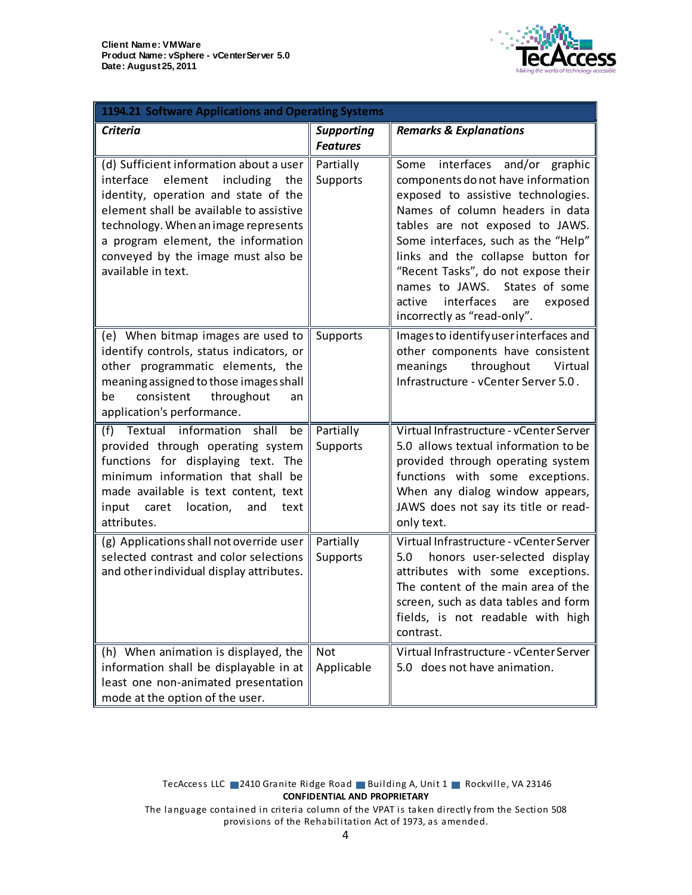| 1194.21 Software Applications and Operating Systems | | |
|---|---|---|
| ***Criteria*** | ***Supporting Features*** | ***Remarks & Explanations*** |
| (d) Sufficient information about a user interface element including the identity, operation and state of the element shall be available to assistive technology. When an image represents a program element, the information conveyed by the image must also be available in text. | Partially Supports | Some interfaces and/or graphic components do not have information exposed to assistive technologies. Names of column headers in data tables are not exposed to JAWS. Some interfaces, such as the "Help" links and the collapse button for "Recent Tasks", do not expose their names to JAWS. States of some active interfaces are exposed incorrectly as "read-only". |
| (e) When bitmap images are used to identify controls, status indicators, or other programmatic elements, the meaning assigned to those images shall be consistent throughout an application's performance. | Supports | Images to identify user interfaces and other components have consistent meanings throughout Virtual Infrastructure - vCenter Server 5.0. |
| (f) Textual information shall be provided through operating system functions for displaying text. The minimum information that shall be made available is text content, text input caret location, and text attributes. | Partially Supports | Virtual Infrastructure - vCenter Server 5.0 allows textual information to be provided through operating system functions with some exceptions. When any dialog window appears, JAWS does not say its title or read-only text. |
| (g) Applications shall not override user selected contrast and color selections and other individual display attributes. | Partially Supports | Virtual Infrastructure - vCenter Server 5.0 honors user-selected display attributes with some exceptions. The content of the main area of the screen, such as data tables and form fields, is not readable with high contrast. |
| (h) When animation is displayed, the information shall be displayable in at least one non-animated presentation mode at the option of the user. | Not Applicable | Virtual Infrastructure - vCenter Server 5.0 does not have animation. |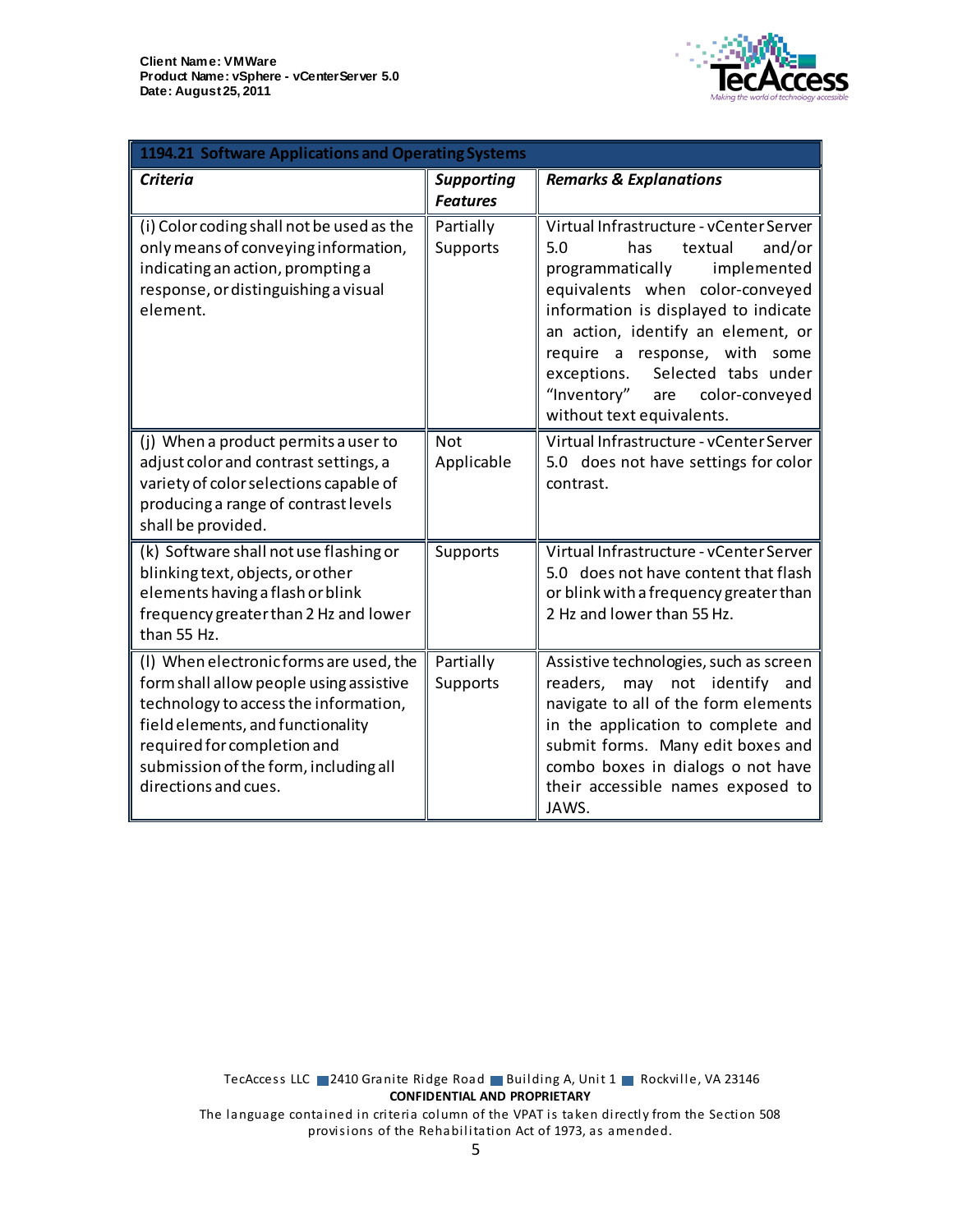| 1194.21 Software Applications and Operating Systems | | |
|---|---|---|
| ***Criteria*** | ***Supporting Features*** | ***Remarks & Explanations*** |
| (i) Color coding shall not be used as the only means of conveying information, indicating an action, prompting a response, or distinguishing a visual element. | Partially Supports | Virtual Infrastructure - vCenter Server 5.0 has textual and/or programmatically implemented equivalents when color-conveyed information is displayed to indicate an action, identify an element, or require a response, with some exceptions. Selected tabs under "Inventory" are color-conveyed without text equivalents. |
| (j) When a product permits a user to adjust color and contrast settings, a variety of color selections capable of producing a range of contrast levels shall be provided. | Not Applicable | Virtual Infrastructure - vCenter Server 5.0 does not have settings for color contrast. |
| (k) Software shall not use flashing or blinking text, objects, or other elements having a flash or blink frequency greater than 2 Hz and lower than 55 Hz. | Supports | Virtual Infrastructure - vCenter Server 5.0 does not have content that flash or blink with a frequency greater than 2 Hz and lower than 55 Hz. |
| (l) When electronic forms are used, the form shall allow people using assistive technology to access the information, field elements, and functionality required for completion and submission of the form, including all directions and cues. | Partially Supports | Assistive technologies, such as screen readers, may not identify and navigate to all of the form elements in the application to complete and submit forms. Many edit boxes and combo boxes in dialogs o not have their accessible names exposed to JAWS. |

TecAccess LLC 2410 Granite Ridge Road Building A, Unit 1 Rockville, VA 23146

**CONFIDENTIAL AND PROPRIETARY**

The language contained in criteria column of the VPAT is taken directly from the Section 508 provisions of the Rehabilitation Act of 1973, as amended.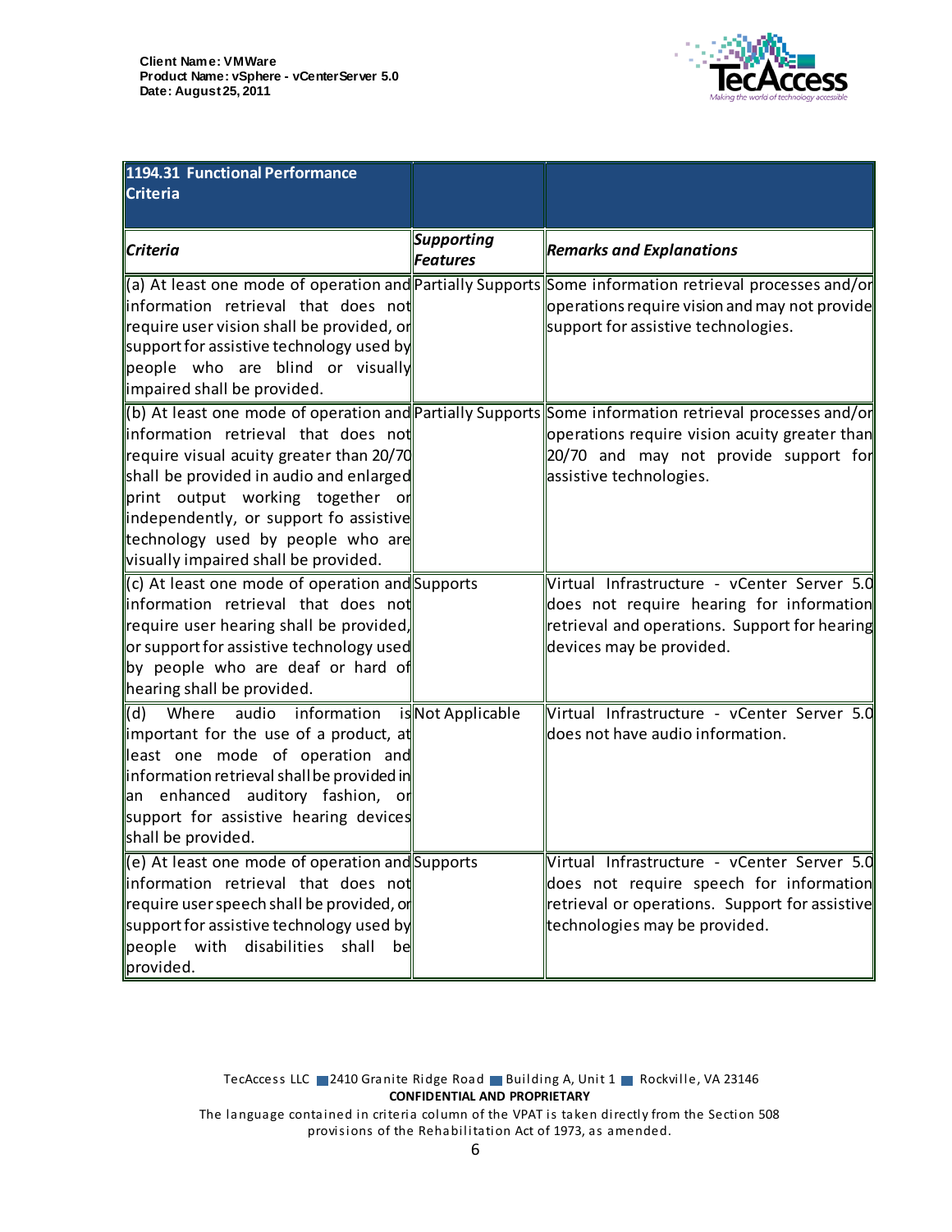| 1194.31 Functional Performance Criteria | | |
|---|---|---|
| ***Criteria*** | ***Supporting Features*** | ***Remarks and Explanations*** |
| (a) At least one mode of operation and information retrieval that does not require user vision shall be provided, or support for assistive technology used by people who are blind or visually impaired shall be provided. | Partially Supports | Some information retrieval processes and/or operations require vision and may not provide support for assistive technologies. |
| (b) At least one mode of operation and information retrieval that does not require visual acuity greater than 20/70 shall be provided in audio and enlarged print output working together or independently, or support fo assistive technology used by people who are visually impaired shall be provided. | Partially Supports | Some information retrieval processes and/or operations require vision acuity greater than 20/70 and may not provide support for assistive technologies. |
| (c) At least one mode of operation and information retrieval that does not require user hearing shall be provided, or support for assistive technology used by people who are deaf or hard of hearing shall be provided. | Supports | Virtual Infrastructure - vCenter Server 5.0 does not require hearing for information retrieval and operations. Support for hearing devices may be provided. |
| (d) Where audio information is important for the use of a product, at least one mode of operation and information retrieval shall be provided in an enhanced auditory fashion, or support for assistive hearing devices shall be provided. | Not Applicable | Virtual Infrastructure - vCenter Server 5.0 does not have audio information. |
| (e) At least one mode of operation and information retrieval that does not require user speech shall be provided, or support for assistive technology used by people with disabilities shall be provided. | Supports | Virtual Infrastructure - vCenter Server 5.0 does not require speech for information retrieval or operations. Support for assistive technologies may be provided. |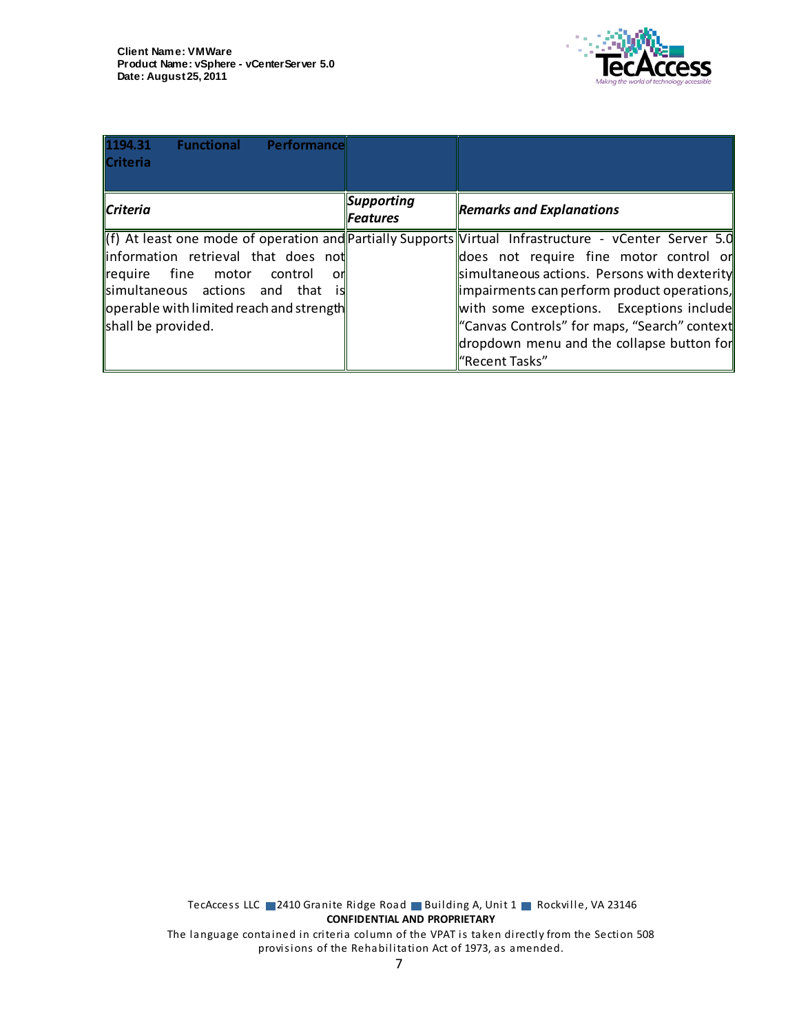| 1194.31 Functional Performance Criteria | | |
|---|---|---|
| ***Criteria*** | ***Supporting Features*** | ***Remarks and Explanations*** |
| (f) At least one mode of operation and information retrieval that does not require fine motor control or simultaneous actions and that is operable with limited reach and strength shall be provided. | Partially Supports | Virtual Infrastructure - vCenter Server 5.0 does not require fine motor control or simultaneous actions. Persons with dexterity impairments can perform product operations, with some exceptions. Exceptions include "Canvas Controls" for maps, "Search" context dropdown menu and the collapse button for "Recent Tasks" |

TecAccess LLC 2410 Granite Ridge Road Building A, Unit 1 Rockville, VA 23146

**CONFIDENTIAL AND PROPRIETARY**

The language contained in criteria column of the VPAT is taken directly from the Section 508 provisions of the Rehabilitation Act of 1973, as amended.